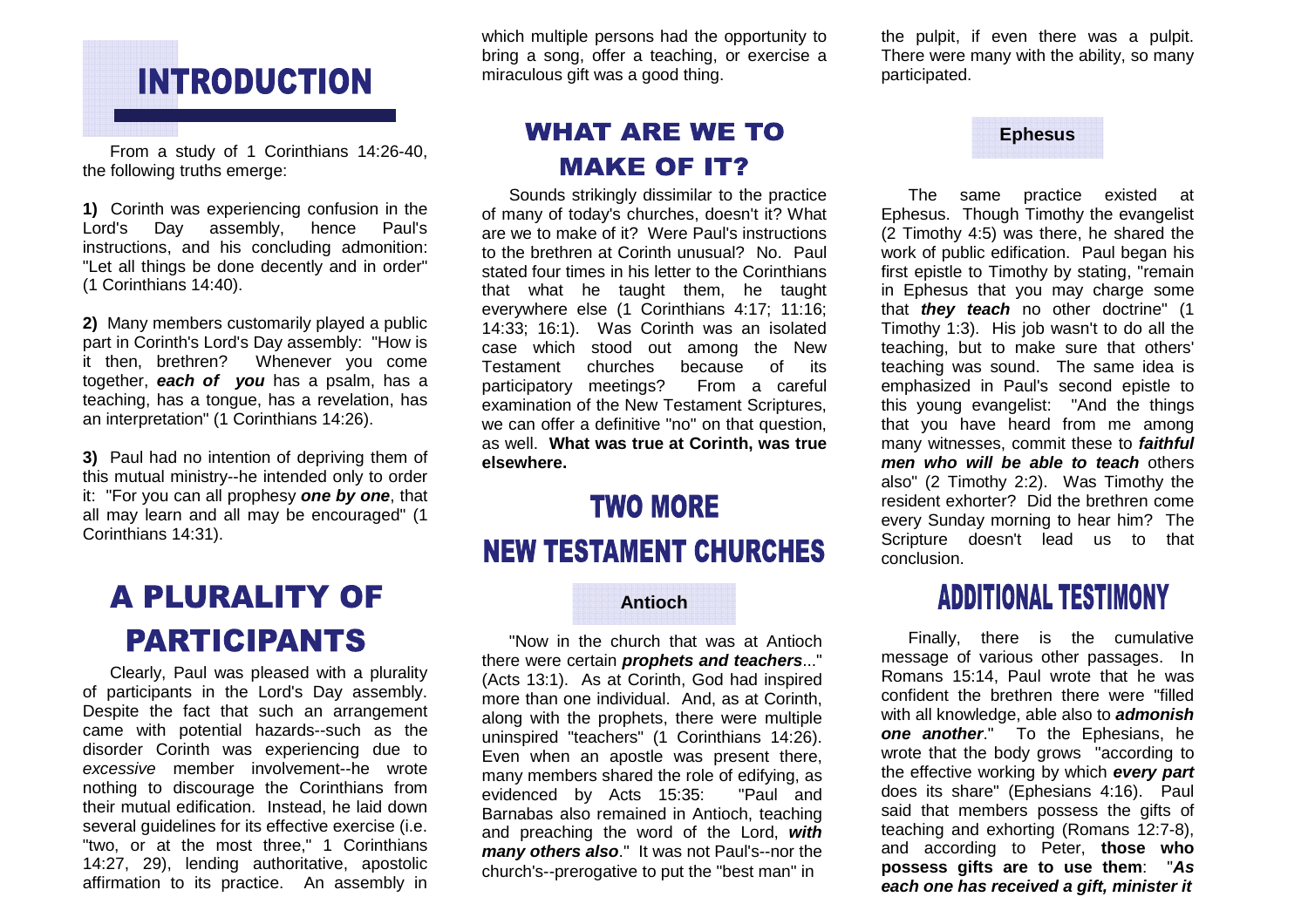# INTRODUCTION

From a study of 1 Corinthians 14:26-40, the following truths emerge:

**1)** Corinth was experiencing confusion in the Lord's Day assembly, hence Paul's instructions, and his concluding admonition: "Let all things be done decently and in order" (1 Corinthians 14:40).

**2)** Many members customarily played a public part in Corinth's Lord's Day assembly: "How is it then, brethren? Whenever you come together, ***each of you*** has a psalm, has a teaching, has a tongue, has a revelation, has an interpretation" (1 Corinthians 14:26).

**3)** Paul had no intention of depriving them of this mutual ministry--he intended only to order it: "For you can all prophesy ***one by one***, that all may learn and all may be encouraged" (1 Corinthians 14:31).

# A PLURALITY OF PARTICIPANTS

Clearly, Paul was pleased with a plurality of participants in the Lord's Day assembly. Despite the fact that such an arrangement came with potential hazards--such as the disorder Corinth was experiencing due to *excessive* member involvement--he wrote nothing to discourage the Corinthians from their mutual edification. Instead, he laid down several guidelines for its effective exercise (i.e. "two, or at the most three," 1 Corinthians 14:27, 29), lending authoritative, apostolic affirmation to its practice. An assembly in which multiple persons had the opportunity to bring a song, offer a teaching, or exercise a miraculous gift was a good thing.

# WHAT ARE WE TO MAKE OF IT?

Sounds strikingly dissimilar to the practice of many of today's churches, doesn't it? What are we to make of it? Were Paul's instructions to the brethren at Corinth unusual? No. Paul stated four times in his letter to the Corinthians that what he taught them, he taught everywhere else (1 Corinthians 4:17; 11:16; 14:33; 16:1). Was Corinth an isolated case which stood out among the New Testament churches because of its participatory meetings? From a careful examination of the New Testament Scriptures, we can offer a definitive "no" on that question, as well. **What was true at Corinth, was true elsewhere.**

# TWO MORE NEW TESTAMENT CHURCHES

### Antioch

"Now in the church that was at Antioch there were certain ***prophets and teachers***..." (Acts 13:1). As at Corinth, God had inspired more than one individual. And, as at Corinth, along with the prophets, there were multiple uninspired "teachers" (1 Corinthians 14:26). Even when an apostle was present there, many members shared the role of edifying, as evidenced by Acts 15:35: "Paul and Barnabas also remained in Antioch, teaching and preaching the word of the Lord, ***with many others also***." It was not Paul's--nor the church's--prerogative to put the "best man" in the pulpit, if even there was a pulpit. There were many with the ability, so many participated.

### Ephesus

The same practice existed at Ephesus. Though Timothy the evangelist (2 Timothy 4:5) was there, he shared the work of public edification. Paul began his first epistle to Timothy by stating, "remain in Ephesus that you may charge some that ***they teach*** no other doctrine" (1 Timothy 1:3). His job wasn't to do all the teaching, but to make sure that others' teaching was sound. The same idea is emphasized in Paul's second epistle to this young evangelist: "And the things that you have heard from me among many witnesses, commit these to ***faithful men who will be able to teach*** others also" (2 Timothy 2:2). Was Timothy the resident exhorter? Did the brethren come every Sunday morning to hear him? The Scripture doesn't lead us to that conclusion.

# ADDITIONAL TESTIMONY

Finally, there is the cumulative message of various other passages. In Romans 15:14, Paul wrote that he was confident the brethren there were "filled with all knowledge, able also to ***admonish one another***." To the Ephesians, he wrote that the body grows "according to the effective working by which ***every part*** does its share" (Ephesians 4:16). Paul said that members possess the gifts of teaching and exhorting (Romans 12:7-8), and according to Peter, **those who possess gifts are to use them**: "***As each one has received a gift, minister it***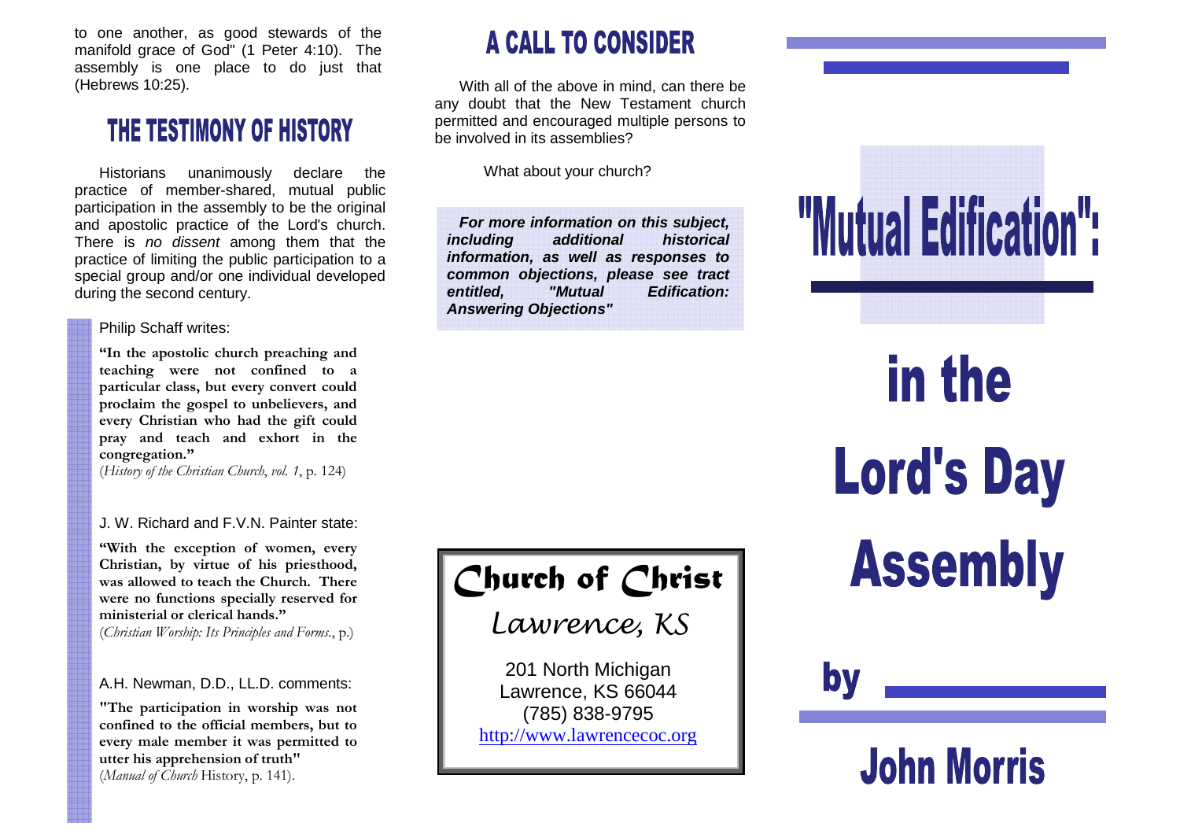to one another, as good stewards of the manifold grace of God" (1 Peter 4:10). The assembly is one place to do just that (Hebrews 10:25).

## THE TESTIMONY OF HISTORY

Historians unanimously declare the practice of member-shared, mutual public participation in the assembly to be the original and apostolic practice of the Lord's church. There is *no dissent* among them that the practice of limiting the public participation to a special group and/or one individual developed during the second century.

Philip Schaff writes:

**"In the apostolic church preaching and teaching were not confined to a particular class, but every convert could proclaim the gospel to unbelievers, and every Christian who had the gift could pray and teach and exhort in the congregation."**
(*History of the Christian Church*, *vol. 1*, p. 124)

J. W. Richard and F.V.N. Painter state:

**"With the exception of women, every Christian, by virtue of his priesthood, was allowed to teach the Church. There were no functions specially reserved for ministerial or clerical hands."**
(*Christian Worship: Its Principles and Forms.*, p.)

A.H. Newman, D.D., LL.D. comments:

**"The participation in worship was not confined to the official members, but to every male member it was permitted to utter his apprehension of truth"**
(*Manual of Church* History, p. 141).

## A CALL TO CONSIDER

With all of the above in mind, can there be any doubt that the New Testament church permitted and encouraged multiple persons to be involved in its assemblies?

What about your church?

***For more information on this subject, including additional historical information, as well as responses to common objections, please see tract entitled, "Mutual Edification: Answering Objections"***

Church of Christ

Lawrence, KS

201 North Michigan
Lawrence, KS 66044
(785) 838-9795
http://www.lawrencecoc.org

# "Mutual Edification": in the Lord's Day Assembly

by

John Morris